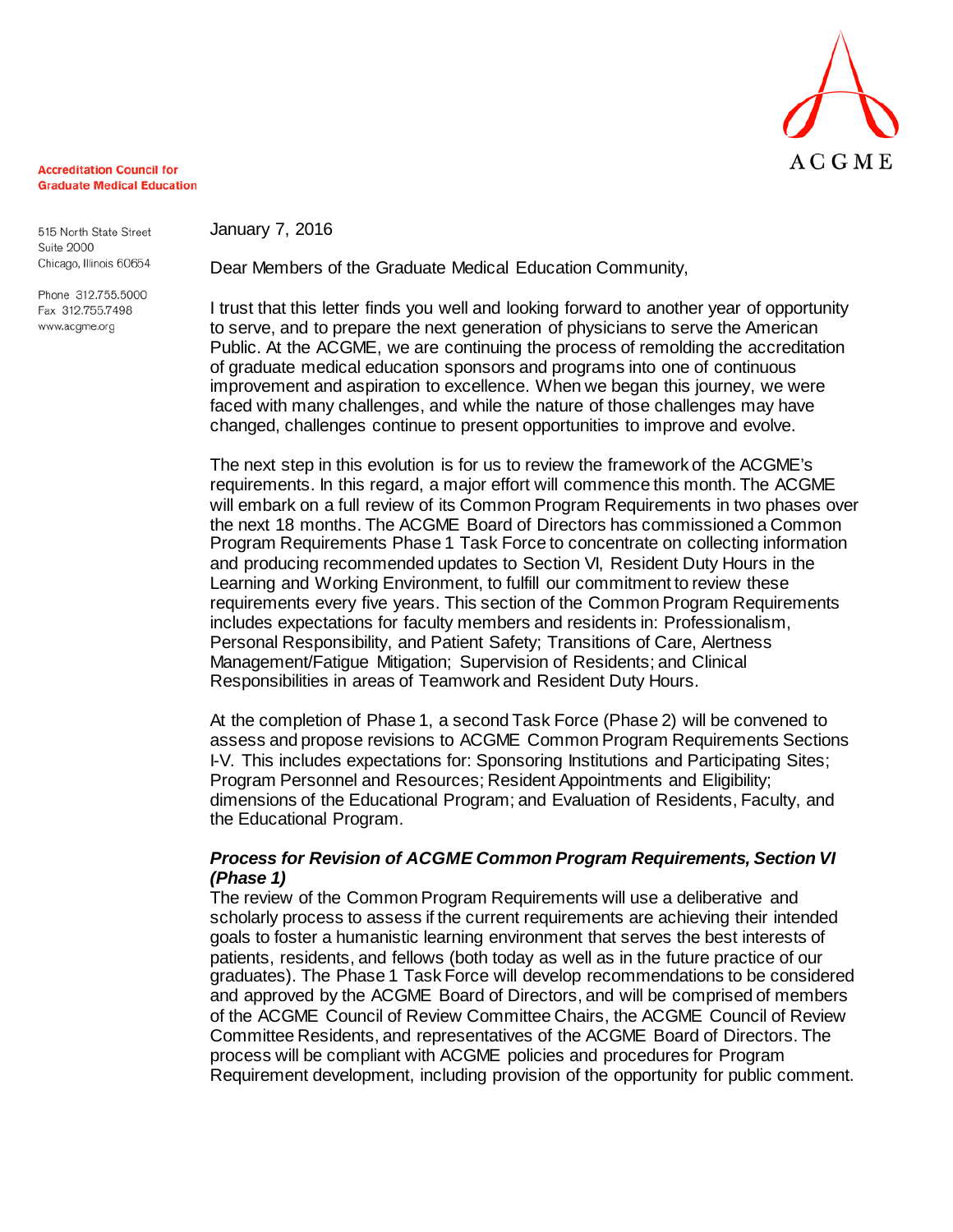**Accreditation Council for Graduate Medical Education**

515 North State Street
Suite 2000
Chicago, Illinois 60654

Phone 312.755.5000
Fax 312.755.7498
www.acgme.org

ACGME

January 7, 2016

Dear Members of the Graduate Medical Education Community,

I trust that this letter finds you well and looking forward to another year of opportunity to serve, and to prepare the next generation of physicians to serve the American Public. At the ACGME, we are continuing the process of remolding the accreditation of graduate medical education sponsors and programs into one of continuous improvement and aspiration to excellence. When we began this journey, we were faced with many challenges, and while the nature of those challenges may have changed, challenges continue to present opportunities to improve and evolve.

The next step in this evolution is for us to review the framework of the ACGME's requirements. In this regard, a major effort will commence this month. The ACGME will embark on a full review of its Common Program Requirements in two phases over the next 18 months. The ACGME Board of Directors has commissioned a Common Program Requirements Phase 1 Task Force to concentrate on collecting information and producing recommended updates to Section VI, Resident Duty Hours in the Learning and Working Environment, to fulfill our commitment to review these requirements every five years. This section of the Common Program Requirements includes expectations for faculty members and residents in: Professionalism, Personal Responsibility, and Patient Safety; Transitions of Care, Alertness Management/Fatigue Mitigation; Supervision of Residents; and Clinical Responsibilities in areas of Teamwork and Resident Duty Hours.

At the completion of Phase 1, a second Task Force (Phase 2) will be convened to assess and propose revisions to ACGME Common Program Requirements Sections I-V. This includes expectations for: Sponsoring Institutions and Participating Sites; Program Personnel and Resources; Resident Appointments and Eligibility; dimensions of the Educational Program; and Evaluation of Residents, Faculty, and the Educational Program.

***Process for Revision of ACGME Common Program Requirements, Section VI (Phase 1)***

The review of the Common Program Requirements will use a deliberative and scholarly process to assess if the current requirements are achieving their intended goals to foster a humanistic learning environment that serves the best interests of patients, residents, and fellows (both today as well as in the future practice of our graduates). The Phase 1 Task Force will develop recommendations to be considered and approved by the ACGME Board of Directors, and will be comprised of members of the ACGME Council of Review Committee Chairs, the ACGME Council of Review Committee Residents, and representatives of the ACGME Board of Directors. The process will be compliant with ACGME policies and procedures for Program Requirement development, including provision of the opportunity for public comment.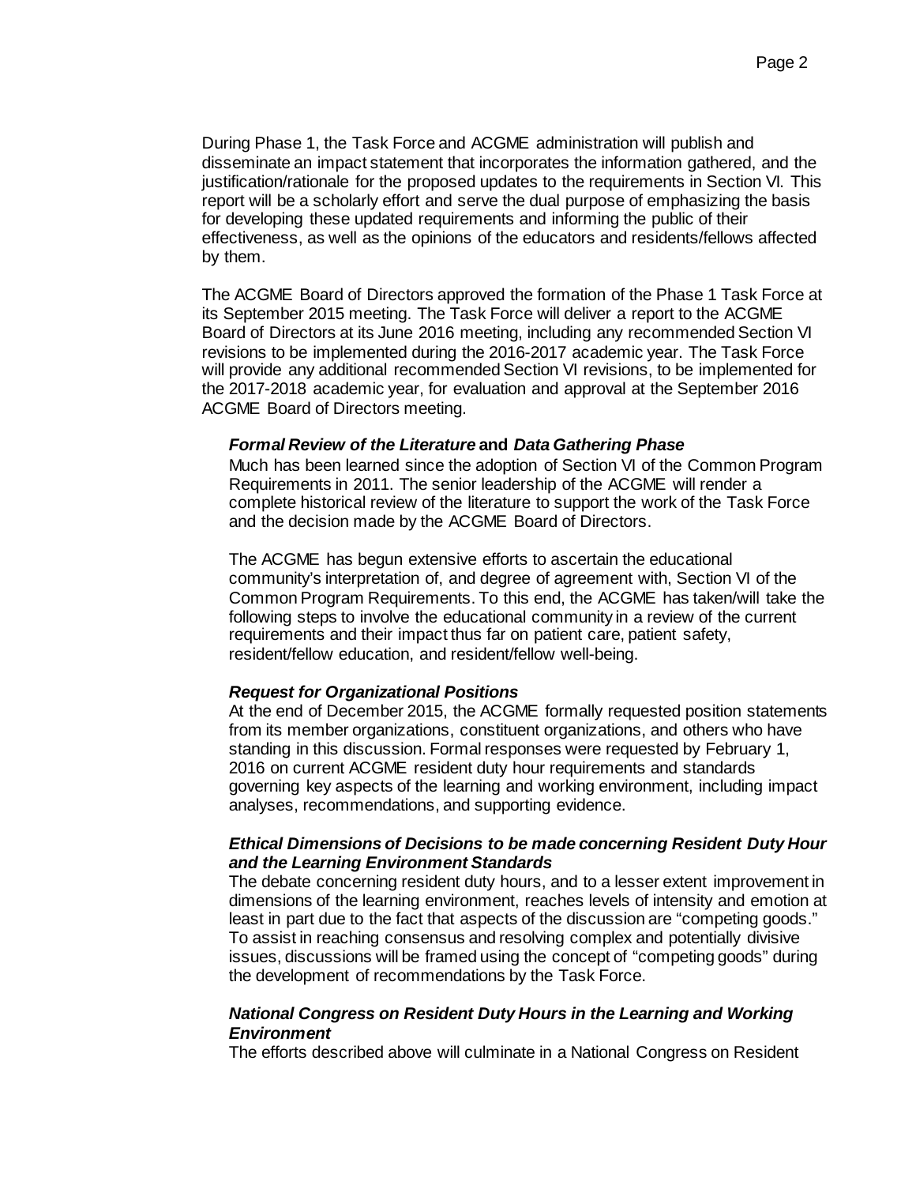During Phase 1, the Task Force and ACGME administration will publish and disseminate an impact statement that incorporates the information gathered, and the justification/rationale for the proposed updates to the requirements in Section VI. This report will be a scholarly effort and serve the dual purpose of emphasizing the basis for developing these updated requirements and informing the public of their effectiveness, as well as the opinions of the educators and residents/fellows affected by them.

The ACGME Board of Directors approved the formation of the Phase 1 Task Force at its September 2015 meeting. The Task Force will deliver a report to the ACGME Board of Directors at its June 2016 meeting, including any recommended Section VI revisions to be implemented during the 2016-2017 academic year. The Task Force will provide any additional recommended Section VI revisions, to be implemented for the 2017-2018 academic year, for evaluation and approval at the September 2016 ACGME Board of Directors meeting.

***Formal Review of the Literature* and *Data Gathering Phase***

Much has been learned since the adoption of Section VI of the Common Program Requirements in 2011. The senior leadership of the ACGME will render a complete historical review of the literature to support the work of the Task Force and the decision made by the ACGME Board of Directors.

The ACGME has begun extensive efforts to ascertain the educational community's interpretation of, and degree of agreement with, Section VI of the Common Program Requirements. To this end, the ACGME has taken/will take the following steps to involve the educational community in a review of the current requirements and their impact thus far on patient care, patient safety, resident/fellow education, and resident/fellow well-being.

***Request for Organizational Positions***

At the end of December 2015, the ACGME formally requested position statements from its member organizations, constituent organizations, and others who have standing in this discussion. Formal responses were requested by February 1, 2016 on current ACGME resident duty hour requirements and standards governing key aspects of the learning and working environment, including impact analyses, recommendations, and supporting evidence.

***Ethical Dimensions of Decisions to be made concerning Resident Duty Hour and the Learning Environment Standards***

The debate concerning resident duty hours, and to a lesser extent improvement in dimensions of the learning environment, reaches levels of intensity and emotion at least in part due to the fact that aspects of the discussion are "competing goods." To assist in reaching consensus and resolving complex and potentially divisive issues, discussions will be framed using the concept of "competing goods" during the development of recommendations by the Task Force.

***National Congress on Resident Duty Hours in the Learning and Working Environment***

The efforts described above will culminate in a National Congress on Resident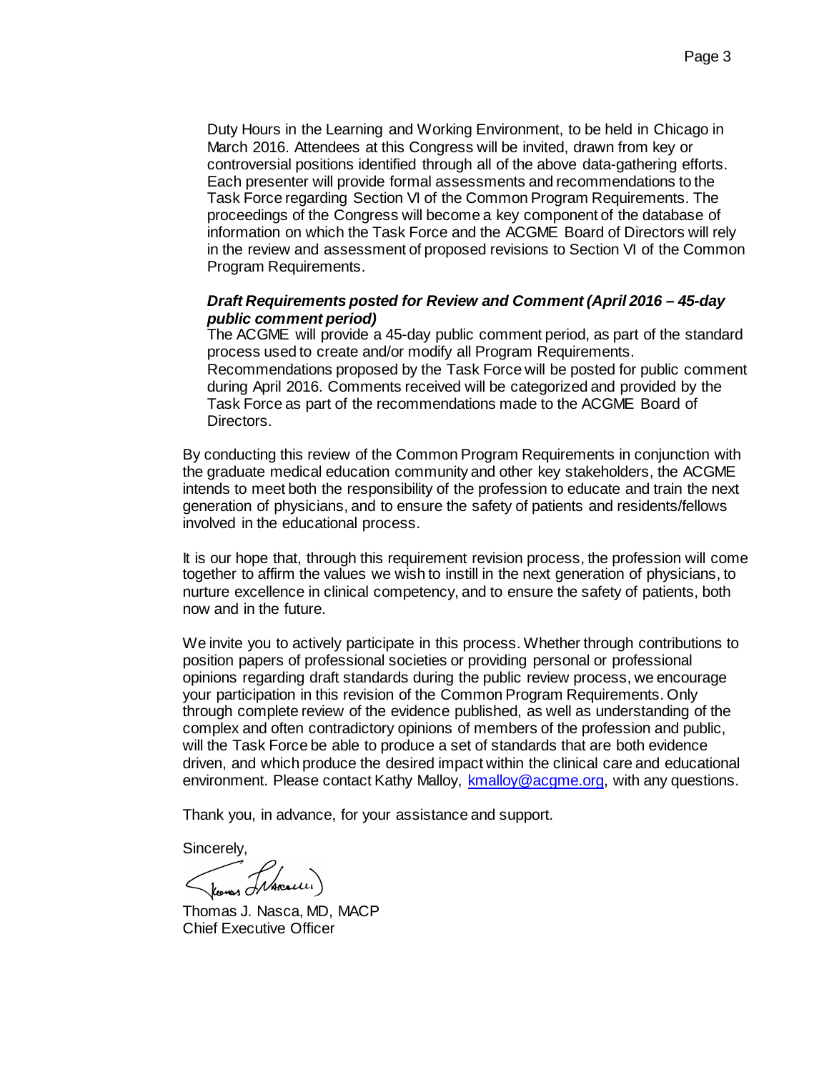Duty Hours in the Learning and Working Environment, to be held in Chicago in March 2016. Attendees at this Congress will be invited, drawn from key or controversial positions identified through all of the above data-gathering efforts. Each presenter will provide formal assessments and recommendations to the Task Force regarding Section VI of the Common Program Requirements. The proceedings of the Congress will become a key component of the database of information on which the Task Force and the ACGME Board of Directors will rely in the review and assessment of proposed revisions to Section VI of the Common Program Requirements.

***Draft Requirements posted for Review and Comment (April 2016 – 45-day public comment period)***

The ACGME will provide a 45-day public comment period, as part of the standard process used to create and/or modify all Program Requirements. Recommendations proposed by the Task Force will be posted for public comment during April 2016. Comments received will be categorized and provided by the Task Force as part of the recommendations made to the ACGME Board of Directors.

By conducting this review of the Common Program Requirements in conjunction with the graduate medical education community and other key stakeholders, the ACGME intends to meet both the responsibility of the profession to educate and train the next generation of physicians, and to ensure the safety of patients and residents/fellows involved in the educational process.

It is our hope that, through this requirement revision process, the profession will come together to affirm the values we wish to instill in the next generation of physicians, to nurture excellence in clinical competency, and to ensure the safety of patients, both now and in the future.

We invite you to actively participate in this process. Whether through contributions to position papers of professional societies or providing personal or professional opinions regarding draft standards during the public review process, we encourage your participation in this revision of the Common Program Requirements. Only through complete review of the evidence published, as well as understanding of the complex and often contradictory opinions of members of the profession and public, will the Task Force be able to produce a set of standards that are both evidence driven, and which produce the desired impact within the clinical care and educational environment. Please contact Kathy Malloy, kmalloy@acgme.org, with any questions.

Thank you, in advance, for your assistance and support.

Sincerely,

Thomas J. Nasca, MD, MACP
Chief Executive Officer